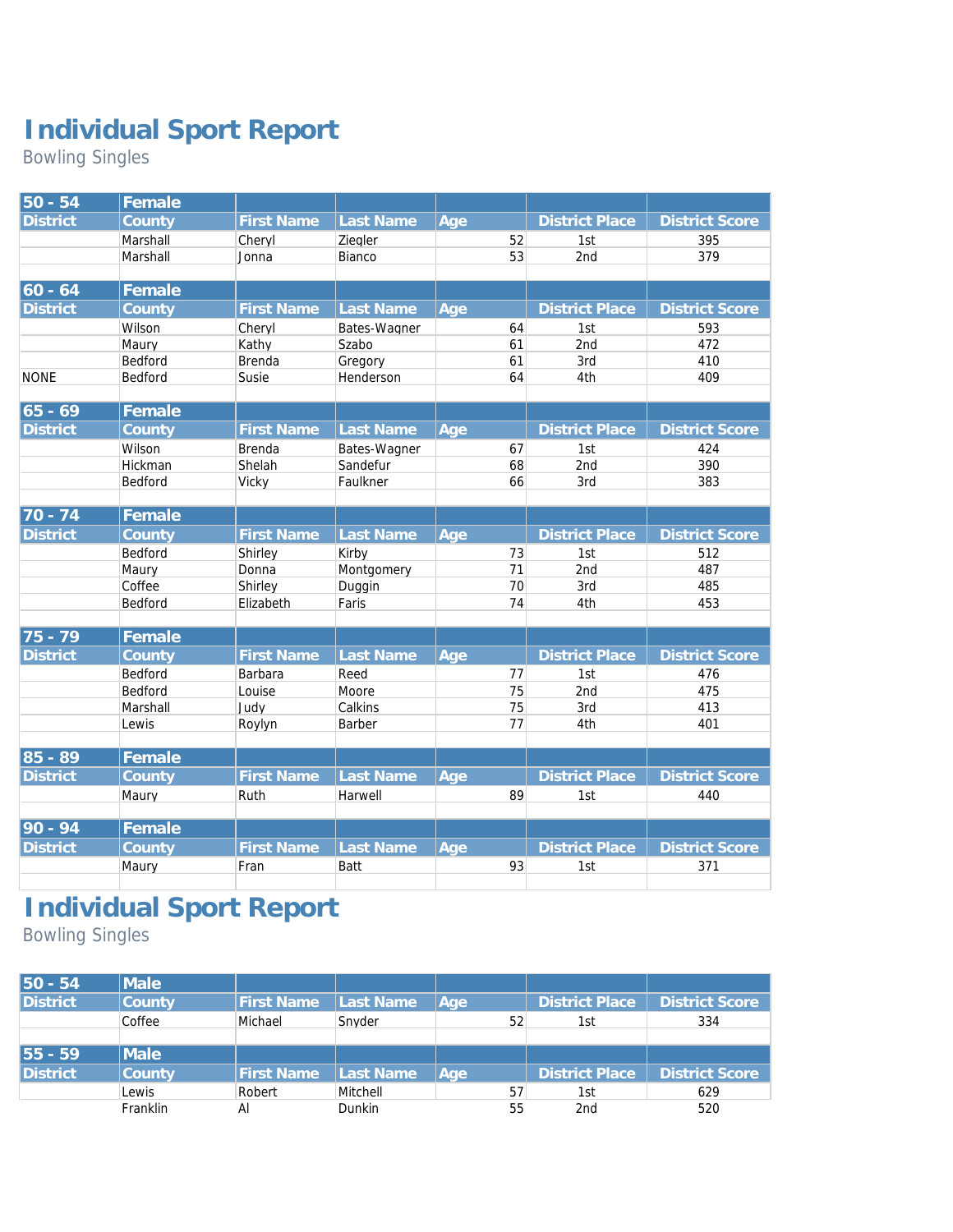# Individual Sport Report

Bowling Singles

| 50 - 54 | Female | | | | | |
|---|---|---|---|---|---|---|
| District | County | First Name | Last Name | Age | District Place | District Score |
| | Marshall | Cheryl | Ziegler | 52 | 1st | 395 |
| | Marshall | Jonna | Bianco | 53 | 2nd | 379 |

| 60 - 64 | Female | | | | | |
|---|---|---|---|---|---|---|
| District | County | First Name | Last Name | Age | District Place | District Score |
| | Wilson | Cheryl | Bates-Wagner | 64 | 1st | 593 |
| | Maury | Kathy | Szabo | 61 | 2nd | 472 |
| | Bedford | Brenda | Gregory | 61 | 3rd | 410 |
| NONE | Bedford | Susie | Henderson | 64 | 4th | 409 |

| 65 - 69 | Female | | | | | |
|---|---|---|---|---|---|---|
| District | County | First Name | Last Name | Age | District Place | District Score |
| | Wilson | Brenda | Bates-Wagner | 67 | 1st | 424 |
| | Hickman | Shelah | Sandefur | 68 | 2nd | 390 |
| | Bedford | Vicky | Faulkner | 66 | 3rd | 383 |

| 70 - 74 | Female | | | | | |
|---|---|---|---|---|---|---|
| District | County | First Name | Last Name | Age | District Place | District Score |
| | Bedford | Shirley | Kirby | 73 | 1st | 512 |
| | Maury | Donna | Montgomery | 71 | 2nd | 487 |
| | Coffee | Shirley | Duggin | 70 | 3rd | 485 |
| | Bedford | Elizabeth | Faris | 74 | 4th | 453 |

| 75 - 79 | Female | | | | | |
|---|---|---|---|---|---|---|
| District | County | First Name | Last Name | Age | District Place | District Score |
| | Bedford | Barbara | Reed | 77 | 1st | 476 |
| | Bedford | Louise | Moore | 75 | 2nd | 475 |
| | Marshall | Judy | Calkins | 75 | 3rd | 413 |
| | Lewis | Roylyn | Barber | 77 | 4th | 401 |

| 85 - 89 | Female | | | | | |
|---|---|---|---|---|---|---|
| District | County | First Name | Last Name | Age | District Place | District Score |
| | Maury | Ruth | Harwell | 89 | 1st | 440 |

| 90 - 94 | Female | | | | | |
|---|---|---|---|---|---|---|
| District | County | First Name | Last Name | Age | District Place | District Score |
| | Maury | Fran | Batt | 93 | 1st | 371 |

# Individual Sport Report

Bowling Singles

| 50 - 54 | Male | | | | | |
|---|---|---|---|---|---|---|
| District | County | First Name | Last Name | Age | District Place | District Score |
| | Coffee | Michael | Snyder | 52 | 1st | 334 |

| 55 - 59 | Male | | | | | |
|---|---|---|---|---|---|---|
| District | County | First Name | Last Name | Age | District Place | District Score |
| | Lewis | Robert | Mitchell | 57 | 1st | 629 |
| | Franklin | Al | Dunkin | 55 | 2nd | 520 |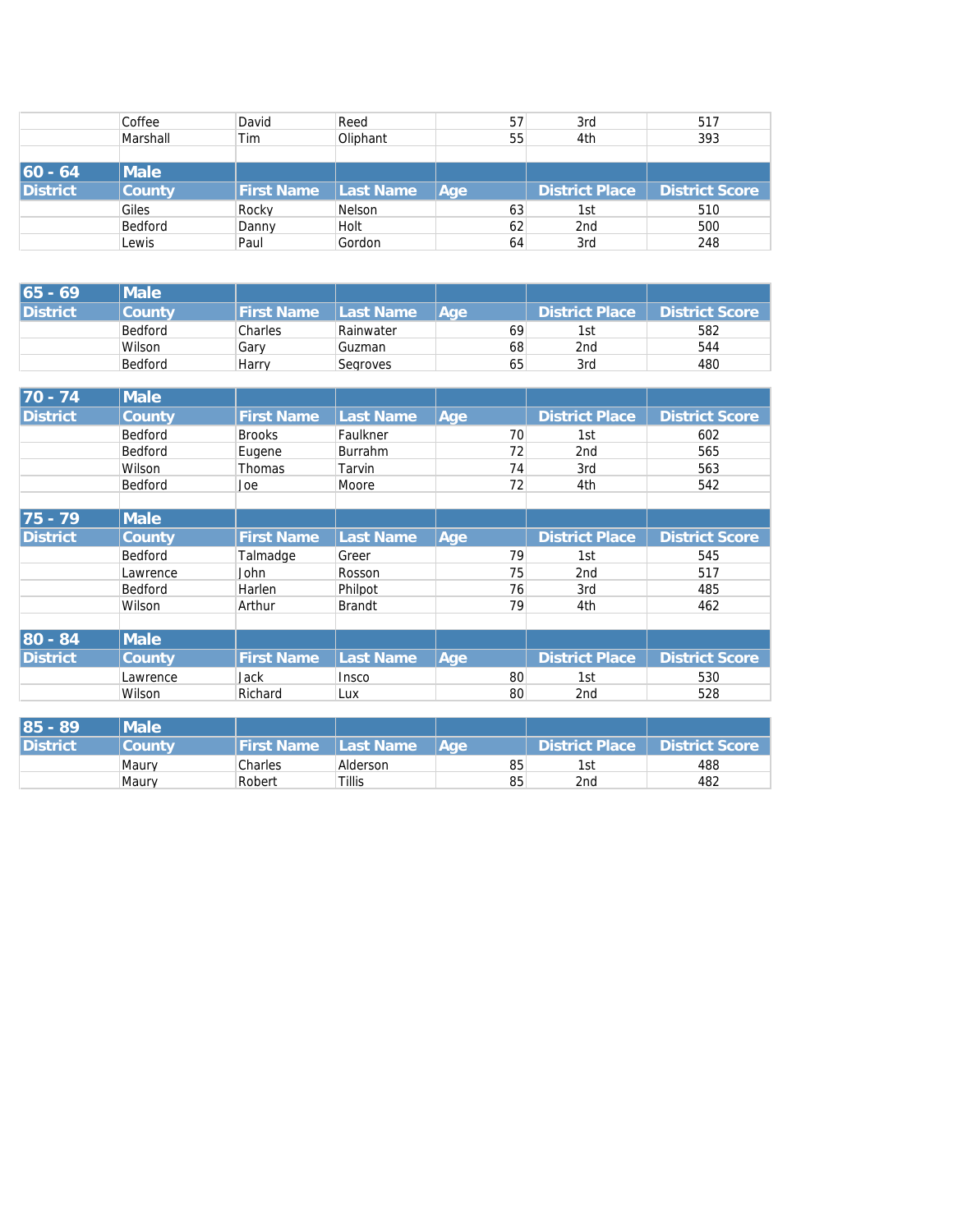| | | | | | | |
|---|---|---|---|---|---|---|
| | Coffee | David | Reed | 57 | 3rd | 517 |
| | Marshall | Tim | Oliphant | 55 | 4th | 393 |

| 60 - 64 | Male | | | | | |
|---|---|---|---|---|---|---|
| District | County | First Name | Last Name | Age | District Place | District Score |
| | Giles | Rocky | Nelson | 63 | 1st | 510 |
| | Bedford | Danny | Holt | 62 | 2nd | 500 |
| | Lewis | Paul | Gordon | 64 | 3rd | 248 |

| 65 - 69 | Male | | | | | |
|---|---|---|---|---|---|---|
| District | County | First Name | Last Name | Age | District Place | District Score |
| | Bedford | Charles | Rainwater | 69 | 1st | 582 |
| | Wilson | Gary | Guzman | 68 | 2nd | 544 |
| | Bedford | Harry | Segroves | 65 | 3rd | 480 |

| 70 - 74 | Male | | | | | |
|---|---|---|---|---|---|---|
| District | County | First Name | Last Name | Age | District Place | District Score |
| | Bedford | Brooks | Faulkner | 70 | 1st | 602 |
| | Bedford | Eugene | Burrahm | 72 | 2nd | 565 |
| | Wilson | Thomas | Tarvin | 74 | 3rd | 563 |
| | Bedford | Joe | Moore | 72 | 4th | 542 |

| 75 - 79 | Male | | | | | |
|---|---|---|---|---|---|---|
| District | County | First Name | Last Name | Age | District Place | District Score |
| | Bedford | Talmadge | Greer | 79 | 1st | 545 |
| | Lawrence | John | Rosson | 75 | 2nd | 517 |
| | Bedford | Harlen | Philpot | 76 | 3rd | 485 |
| | Wilson | Arthur | Brandt | 79 | 4th | 462 |

| 80 - 84 | Male | | | | | |
|---|---|---|---|---|---|---|
| District | County | First Name | Last Name | Age | District Place | District Score |
| | Lawrence | Jack | Insco | 80 | 1st | 530 |
| | Wilson | Richard | Lux | 80 | 2nd | 528 |

| 85 - 89 | Male | | | | | |
|---|---|---|---|---|---|---|
| District | County | First Name | Last Name | Age | District Place | District Score |
| | Maury | Charles | Alderson | 85 | 1st | 488 |
| | Maury | Robert | Tillis | 85 | 2nd | 482 |